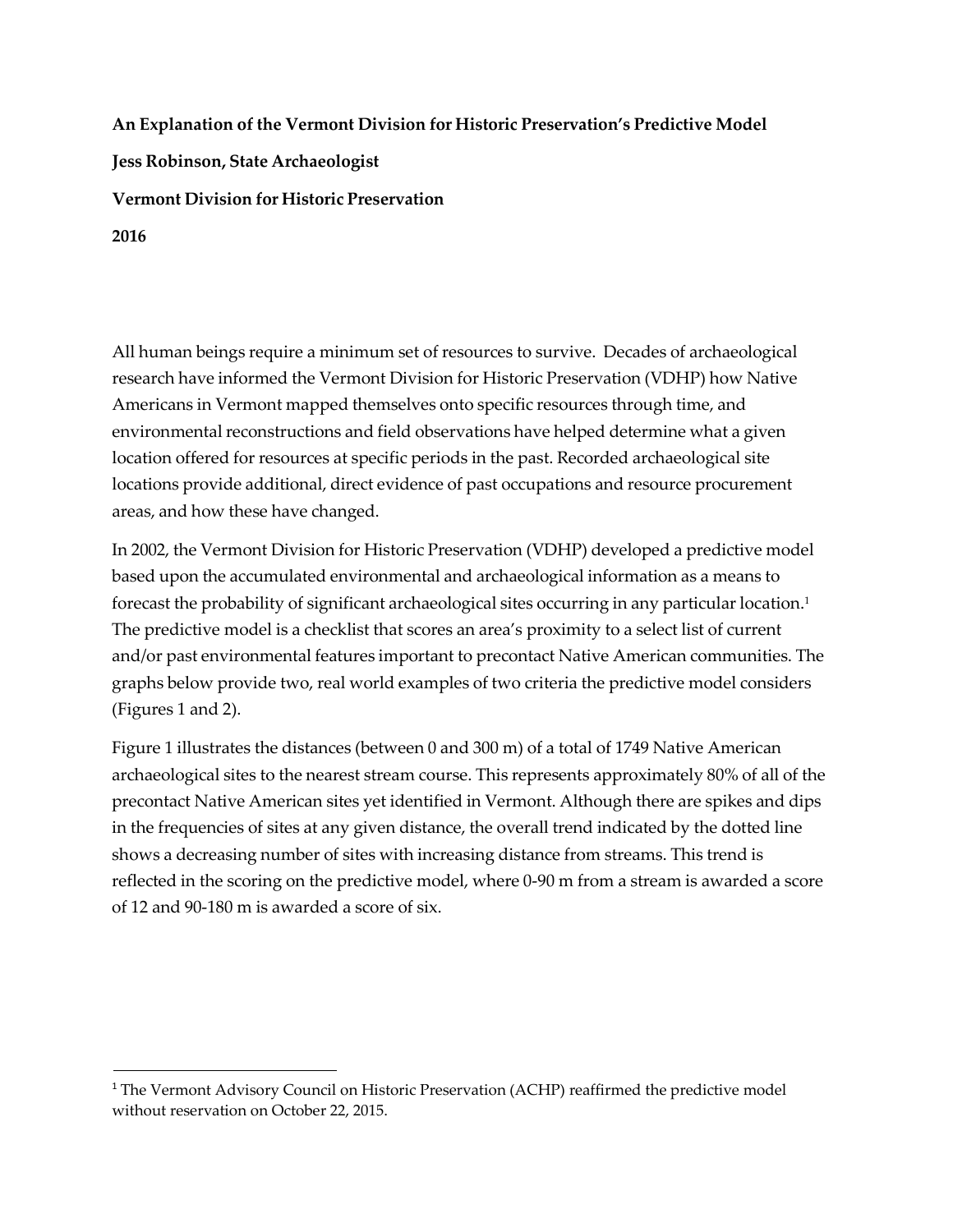**An Explanation of the Vermont Division for Historic Preservation's Predictive Model**

**Jess Robinson, State Archaeologist**

**Vermont Division for Historic Preservation**

**2016**

All human beings require a minimum set of resources to survive. Decades of archaeological research have informed the Vermont Division for Historic Preservation (VDHP) how Native Americans in Vermont mapped themselves onto specific resources through time, and environmental reconstructions and field observations have helped determine what a given location offered for resources at specific periods in the past. Recorded archaeological site locations provide additional, direct evidence of past occupations and resource procurement areas, and how these have changed.

In 2002, the Vermont Division for Historic Preservation (VDHP) developed a predictive model based upon the accumulated environmental and archaeological information as a means to forecast the probability of significant archaeological sites occurring in any particular location.[1] The predictive model is a checklist that scores an area's proximity to a select list of current and/or past environmental features important to precontact Native American communities. The graphs below provide two, real world examples of two criteria the predictive model considers (Figures 1 and 2).

Figure 1 illustrates the distances (between 0 and 300 m) of a total of 1749 Native American archaeological sites to the nearest stream course. This represents approximately 80% of all of the precontact Native American sites yet identified in Vermont. Although there are spikes and dips in the frequencies of sites at any given distance, the overall trend indicated by the dotted line shows a decreasing number of sites with increasing distance from streams. This trend is reflected in the scoring on the predictive model, where 0-90 m from a stream is awarded a score of 12 and 90-180 m is awarded a score of six.

[1] The Vermont Advisory Council on Historic Preservation (ACHP) reaffirmed the predictive model without reservation on October 22, 2015.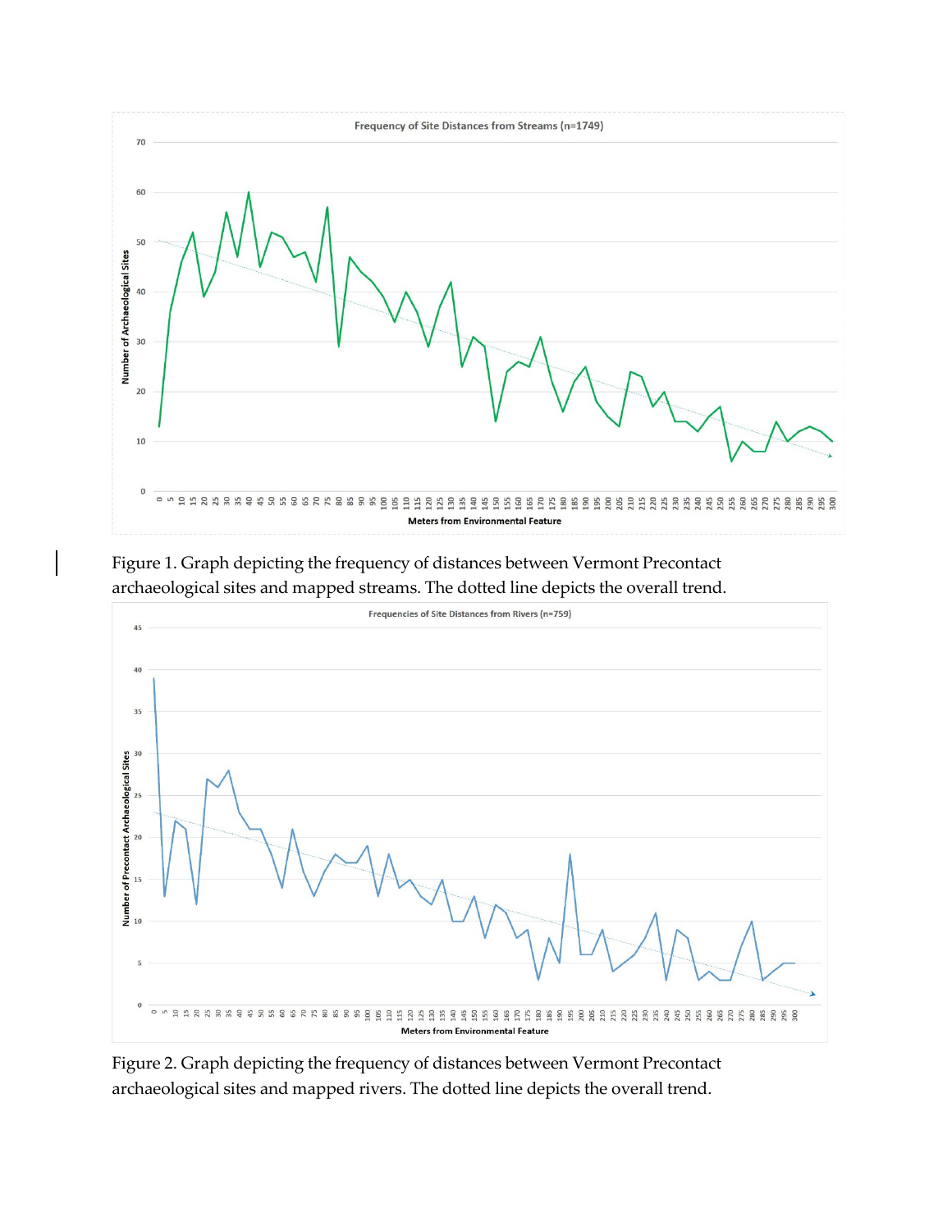Figure 1. Graph depicting the frequency of distances between Vermont Precontact archaeological sites and mapped streams. The dotted line depicts the overall trend.

Figure 2. Graph depicting the frequency of distances between Vermont Precontact archaeological sites and mapped rivers. The dotted line depicts the overall trend.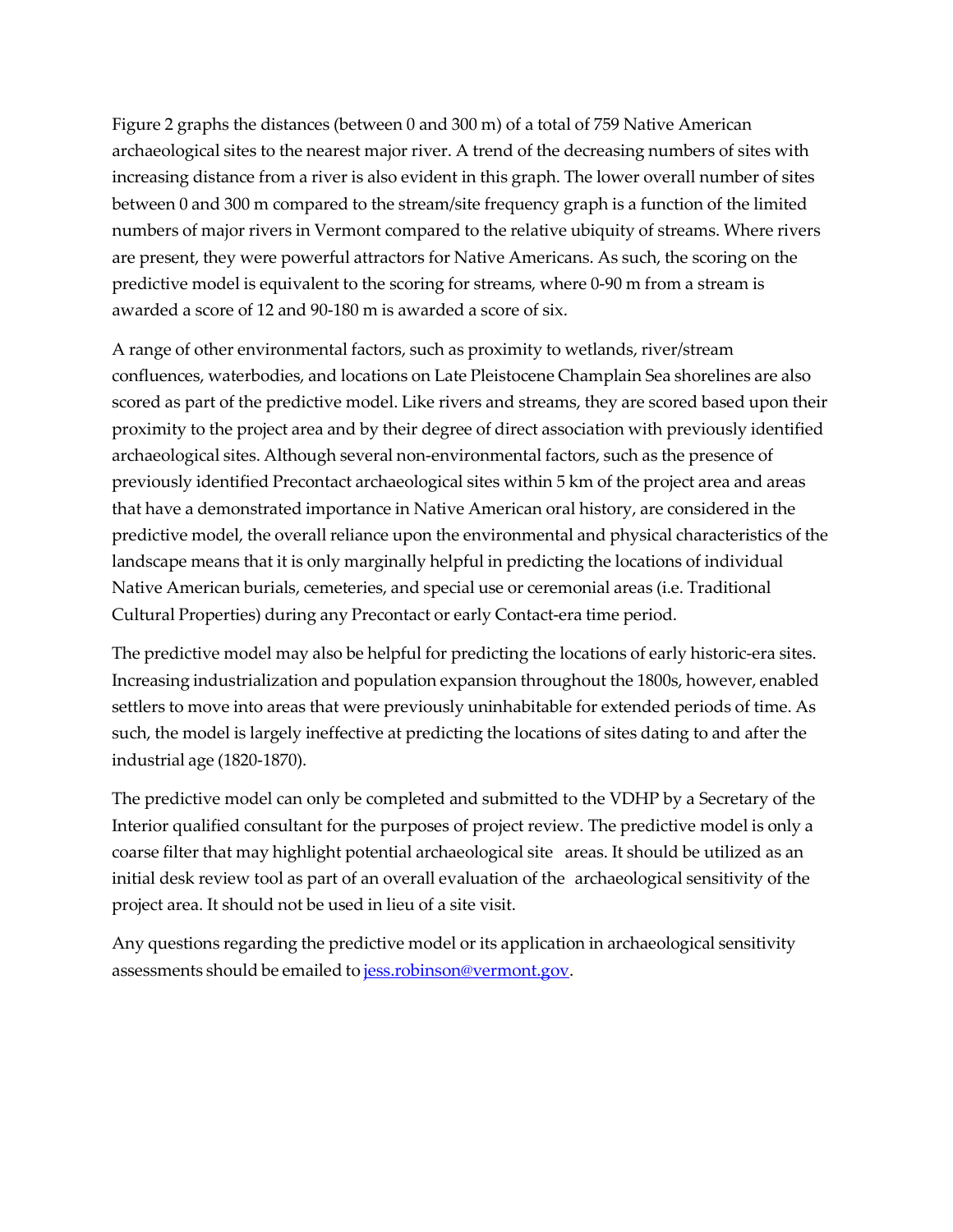Figure 2 graphs the distances (between 0 and 300 m) of a total of 759 Native American archaeological sites to the nearest major river. A trend of the decreasing numbers of sites with increasing distance from a river is also evident in this graph. The lower overall number of sites between 0 and 300 m compared to the stream/site frequency graph is a function of the limited numbers of major rivers in Vermont compared to the relative ubiquity of streams. Where rivers are present, they were powerful attractors for Native Americans. As such, the scoring on the predictive model is equivalent to the scoring for streams, where 0-90 m from a stream is awarded a score of 12 and 90-180 m is awarded a score of six.

A range of other environmental factors, such as proximity to wetlands, river/stream confluences, waterbodies, and locations on Late Pleistocene Champlain Sea shorelines are also scored as part of the predictive model. Like rivers and streams, they are scored based upon their proximity to the project area and by their degree of direct association with previously identified archaeological sites. Although several non-environmental factors, such as the presence of previously identified Precontact archaeological sites within 5 km of the project area and areas that have a demonstrated importance in Native American oral history, are considered in the predictive model, the overall reliance upon the environmental and physical characteristics of the landscape means that it is only marginally helpful in predicting the locations of individual Native American burials, cemeteries, and special use or ceremonial areas (i.e. Traditional Cultural Properties) during any Precontact or early Contact-era time period.

The predictive model may also be helpful for predicting the locations of early historic-era sites. Increasing industrialization and population expansion throughout the 1800s, however, enabled settlers to move into areas that were previously uninhabitable for extended periods of time. As such, the model is largely ineffective at predicting the locations of sites dating to and after the industrial age (1820-1870).

The predictive model can only be completed and submitted to the VDHP by a Secretary of the Interior qualified consultant for the purposes of project review. The predictive model is only a coarse filter that may highlight potential archaeological site areas. It should be utilized as an initial desk review tool as part of an overall evaluation of the archaeological sensitivity of the project area. It should not be used in lieu of a site visit.

Any questions regarding the predictive model or its application in archaeological sensitivity assessments should be emailed to [jess.robinson@vermont.gov](mailto:jess.robinson@vermont.gov).